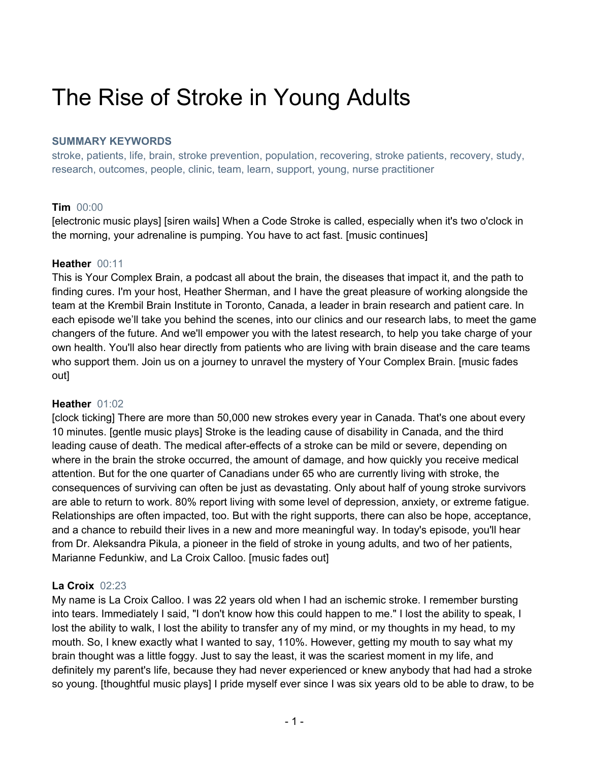# The Rise of Stroke in Young Adults

**SUMMARY KEYWORDS**

stroke, patients, life, brain, stroke prevention, population, recovering, stroke patients, recovery, study, research, outcomes, people, clinic, team, learn, support, young, nurse practitioner

**Tim** 00:00

[electronic music plays] [siren wails] When a Code Stroke is called, especially when it's two o'clock in the morning, your adrenaline is pumping. You have to act fast. [music continues]

**Heather** 00:11

This is Your Complex Brain, a podcast all about the brain, the diseases that impact it, and the path to finding cures. I'm your host, Heather Sherman, and I have the great pleasure of working alongside the team at the Krembil Brain Institute in Toronto, Canada, a leader in brain research and patient care. In each episode we'll take you behind the scenes, into our clinics and our research labs, to meet the game changers of the future. And we'll empower you with the latest research, to help you take charge of your own health. You'll also hear directly from patients who are living with brain disease and the care teams who support them. Join us on a journey to unravel the mystery of Your Complex Brain. [music fades out]

**Heather** 01:02

[clock ticking] There are more than 50,000 new strokes every year in Canada. That's one about every 10 minutes. [gentle music plays] Stroke is the leading cause of disability in Canada, and the third leading cause of death. The medical after-effects of a stroke can be mild or severe, depending on where in the brain the stroke occurred, the amount of damage, and how quickly you receive medical attention. But for the one quarter of Canadians under 65 who are currently living with stroke, the consequences of surviving can often be just as devastating. Only about half of young stroke survivors are able to return to work. 80% report living with some level of depression, anxiety, or extreme fatigue. Relationships are often impacted, too. But with the right supports, there can also be hope, acceptance, and a chance to rebuild their lives in a new and more meaningful way. In today's episode, you'll hear from Dr. Aleksandra Pikula, a pioneer in the field of stroke in young adults, and two of her patients, Marianne Fedunkiw, and La Croix Calloo. [music fades out]

**La Croix** 02:23

My name is La Croix Calloo. I was 22 years old when I had an ischemic stroke. I remember bursting into tears. Immediately I said, "I don't know how this could happen to me." I lost the ability to speak, I lost the ability to walk, I lost the ability to transfer any of my mind, or my thoughts in my head, to my mouth. So, I knew exactly what I wanted to say, 110%. However, getting my mouth to say what my brain thought was a little foggy. Just to say the least, it was the scariest moment in my life, and definitely my parent's life, because they had never experienced or knew anybody that had had a stroke so young. [thoughtful music plays] I pride myself ever since I was six years old to be able to draw, to be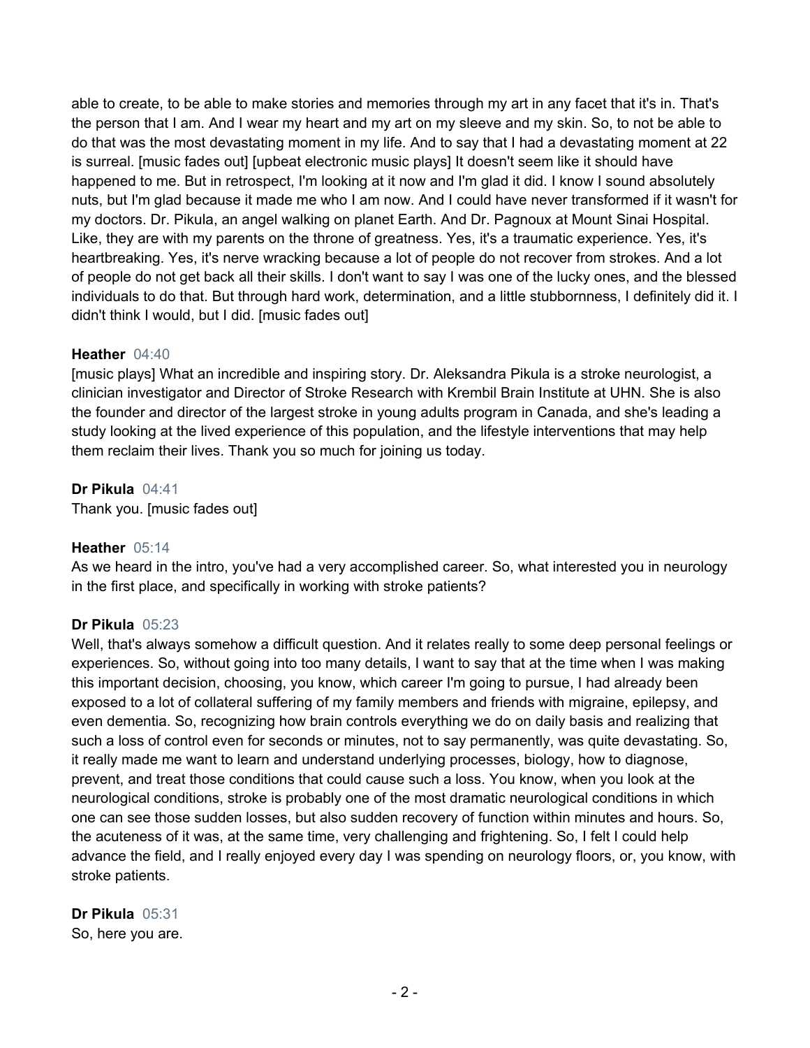able to create, to be able to make stories and memories through my art in any facet that it's in. That's the person that I am. And I wear my heart and my art on my sleeve and my skin. So, to not be able to do that was the most devastating moment in my life. And to say that I had a devastating moment at 22 is surreal. [music fades out] [upbeat electronic music plays] It doesn't seem like it should have happened to me. But in retrospect, I'm looking at it now and I'm glad it did. I know I sound absolutely nuts, but I'm glad because it made me who I am now. And I could have never transformed if it wasn't for my doctors. Dr. Pikula, an angel walking on planet Earth. And Dr. Pagnoux at Mount Sinai Hospital. Like, they are with my parents on the throne of greatness. Yes, it's a traumatic experience. Yes, it's heartbreaking. Yes, it's nerve wracking because a lot of people do not recover from strokes. And a lot of people do not get back all their skills. I don't want to say I was one of the lucky ones, and the blessed individuals to do that. But through hard work, determination, and a little stubbornness, I definitely did it. I didn't think I would, but I did. [music fades out]

**Heather** 04:40
[music plays] What an incredible and inspiring story. Dr. Aleksandra Pikula is a stroke neurologist, a clinician investigator and Director of Stroke Research with Krembil Brain Institute at UHN. She is also the founder and director of the largest stroke in young adults program in Canada, and she's leading a study looking at the lived experience of this population, and the lifestyle interventions that may help them reclaim their lives. Thank you so much for joining us today.

**Dr Pikula** 04:41
Thank you. [music fades out]

**Heather** 05:14
As we heard in the intro, you've had a very accomplished career. So, what interested you in neurology in the first place, and specifically in working with stroke patients?

**Dr Pikula** 05:23
Well, that's always somehow a difficult question. And it relates really to some deep personal feelings or experiences. So, without going into too many details, I want to say that at the time when I was making this important decision, choosing, you know, which career I'm going to pursue, I had already been exposed to a lot of collateral suffering of my family members and friends with migraine, epilepsy, and even dementia. So, recognizing how brain controls everything we do on daily basis and realizing that such a loss of control even for seconds or minutes, not to say permanently, was quite devastating. So, it really made me want to learn and understand underlying processes, biology, how to diagnose, prevent, and treat those conditions that could cause such a loss. You know, when you look at the neurological conditions, stroke is probably one of the most dramatic neurological conditions in which one can see those sudden losses, but also sudden recovery of function within minutes and hours. So, the acuteness of it was, at the same time, very challenging and frightening. So, I felt I could help advance the field, and I really enjoyed every day I was spending on neurology floors, or, you know, with stroke patients.

**Dr Pikula** 05:31
So, here you are.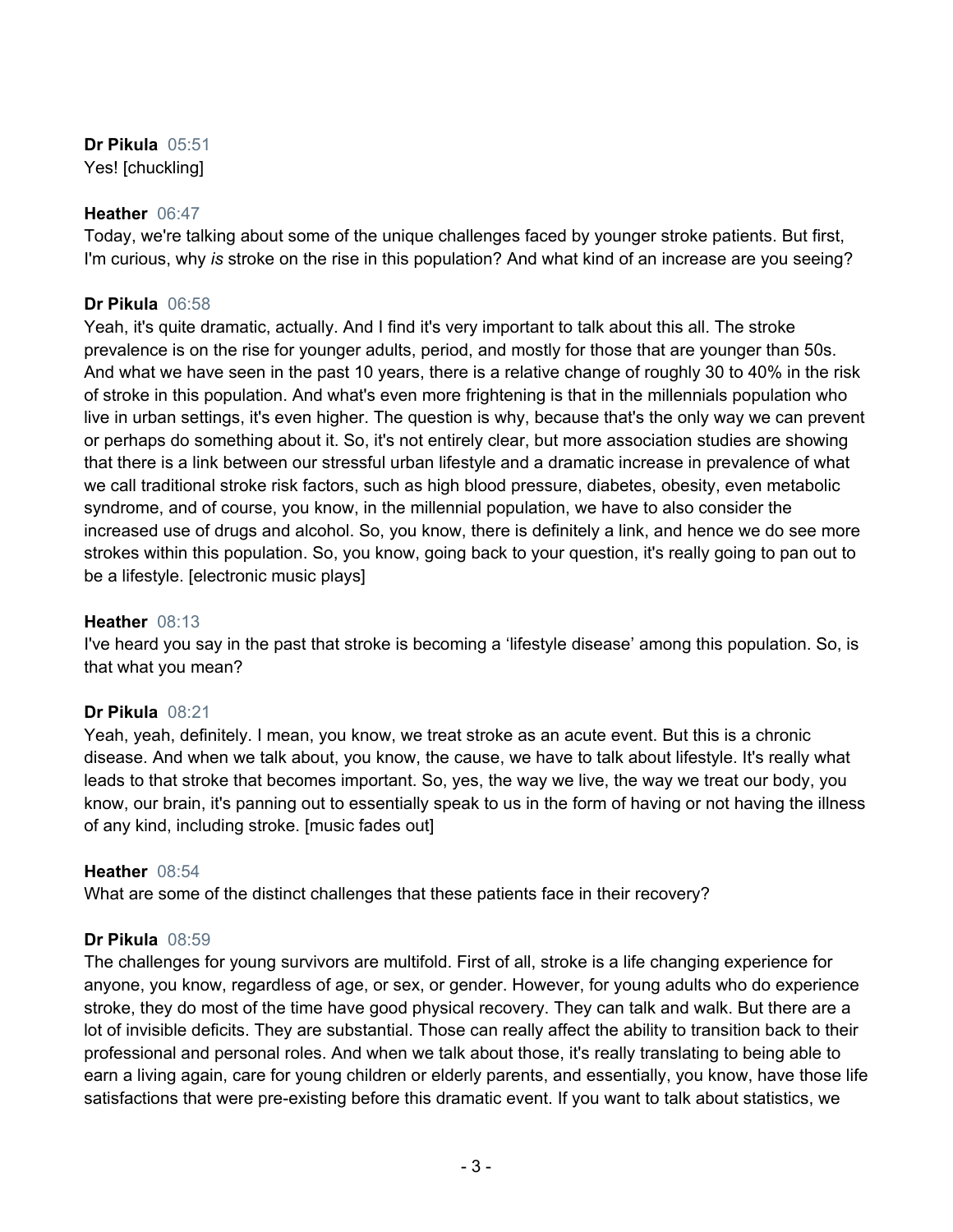**Dr Pikula** 05:51
Yes! [chuckling]

**Heather** 06:47
Today, we're talking about some of the unique challenges faced by younger stroke patients. But first, I'm curious, why *is* stroke on the rise in this population? And what kind of an increase are you seeing?

**Dr Pikula** 06:58
Yeah, it's quite dramatic, actually. And I find it's very important to talk about this all. The stroke prevalence is on the rise for younger adults, period, and mostly for those that are younger than 50s. And what we have seen in the past 10 years, there is a relative change of roughly 30 to 40% in the risk of stroke in this population. And what's even more frightening is that in the millennials population who live in urban settings, it's even higher. The question is why, because that's the only way we can prevent or perhaps do something about it. So, it's not entirely clear, but more association studies are showing that there is a link between our stressful urban lifestyle and a dramatic increase in prevalence of what we call traditional stroke risk factors, such as high blood pressure, diabetes, obesity, even metabolic syndrome, and of course, you know, in the millennial population, we have to also consider the increased use of drugs and alcohol. So, you know, there is definitely a link, and hence we do see more strokes within this population. So, you know, going back to your question, it's really going to pan out to be a lifestyle. [electronic music plays]

**Heather** 08:13
I've heard you say in the past that stroke is becoming a 'lifestyle disease' among this population. So, is that what you mean?

**Dr Pikula** 08:21
Yeah, yeah, definitely. I mean, you know, we treat stroke as an acute event. But this is a chronic disease. And when we talk about, you know, the cause, we have to talk about lifestyle. It's really what leads to that stroke that becomes important. So, yes, the way we live, the way we treat our body, you know, our brain, it's panning out to essentially speak to us in the form of having or not having the illness of any kind, including stroke. [music fades out]

**Heather** 08:54
What are some of the distinct challenges that these patients face in their recovery?

**Dr Pikula** 08:59
The challenges for young survivors are multifold. First of all, stroke is a life changing experience for anyone, you know, regardless of age, or sex, or gender. However, for young adults who do experience stroke, they do most of the time have good physical recovery. They can talk and walk. But there are a lot of invisible deficits. They are substantial. Those can really affect the ability to transition back to their professional and personal roles. And when we talk about those, it's really translating to being able to earn a living again, care for young children or elderly parents, and essentially, you know, have those life satisfactions that were pre-existing before this dramatic event. If you want to talk about statistics, we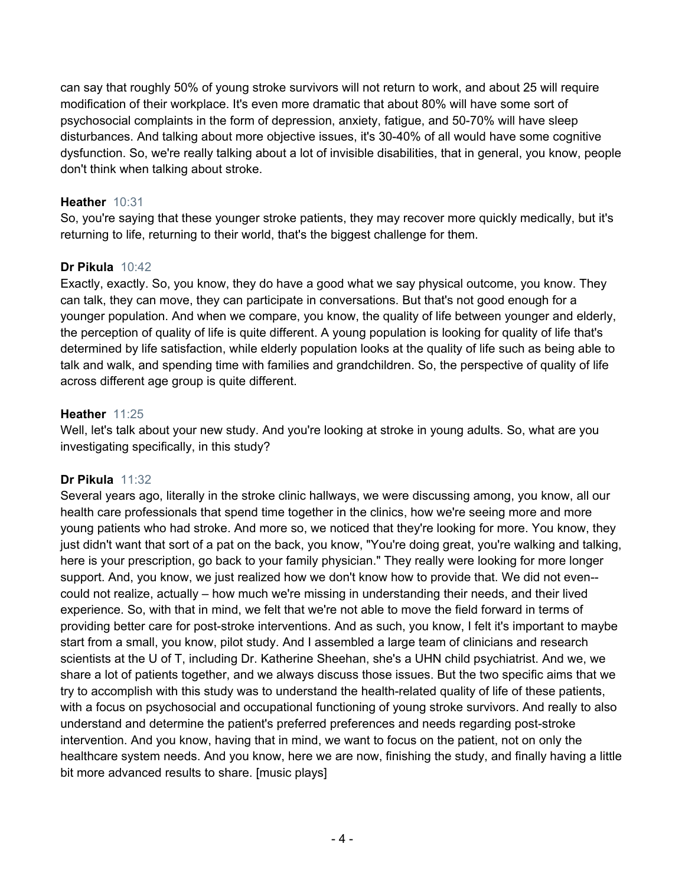can say that roughly 50% of young stroke survivors will not return to work, and about 25 will require modification of their workplace. It's even more dramatic that about 80% will have some sort of psychosocial complaints in the form of depression, anxiety, fatigue, and 50-70% will have sleep disturbances. And talking about more objective issues, it's 30-40% of all would have some cognitive dysfunction. So, we're really talking about a lot of invisible disabilities, that in general, you know, people don't think when talking about stroke.

**Heather** 10:31
So, you're saying that these younger stroke patients, they may recover more quickly medically, but it's returning to life, returning to their world, that's the biggest challenge for them.

**Dr Pikula** 10:42
Exactly, exactly. So, you know, they do have a good what we say physical outcome, you know. They can talk, they can move, they can participate in conversations. But that's not good enough for a younger population. And when we compare, you know, the quality of life between younger and elderly, the perception of quality of life is quite different. A young population is looking for quality of life that's determined by life satisfaction, while elderly population looks at the quality of life such as being able to talk and walk, and spending time with families and grandchildren. So, the perspective of quality of life across different age group is quite different.

**Heather** 11:25
Well, let's talk about your new study. And you're looking at stroke in young adults. So, what are you investigating specifically, in this study?

**Dr Pikula** 11:32
Several years ago, literally in the stroke clinic hallways, we were discussing among, you know, all our health care professionals that spend time together in the clinics, how we're seeing more and more young patients who had stroke. And more so, we noticed that they're looking for more. You know, they just didn't want that sort of a pat on the back, you know, "You're doing great, you're walking and talking, here is your prescription, go back to your family physician." They really were looking for more longer support. And, you know, we just realized how we don't know how to provide that. We did not even-- could not realize, actually – how much we're missing in understanding their needs, and their lived experience. So, with that in mind, we felt that we're not able to move the field forward in terms of providing better care for post-stroke interventions. And as such, you know, I felt it's important to maybe start from a small, you know, pilot study. And I assembled a large team of clinicians and research scientists at the U of T, including Dr. Katherine Sheehan, she's a UHN child psychiatrist. And we, we share a lot of patients together, and we always discuss those issues. But the two specific aims that we try to accomplish with this study was to understand the health-related quality of life of these patients, with a focus on psychosocial and occupational functioning of young stroke survivors. And really to also understand and determine the patient's preferred preferences and needs regarding post-stroke intervention. And you know, having that in mind, we want to focus on the patient, not on only the healthcare system needs. And you know, here we are now, finishing the study, and finally having a little bit more advanced results to share. [music plays]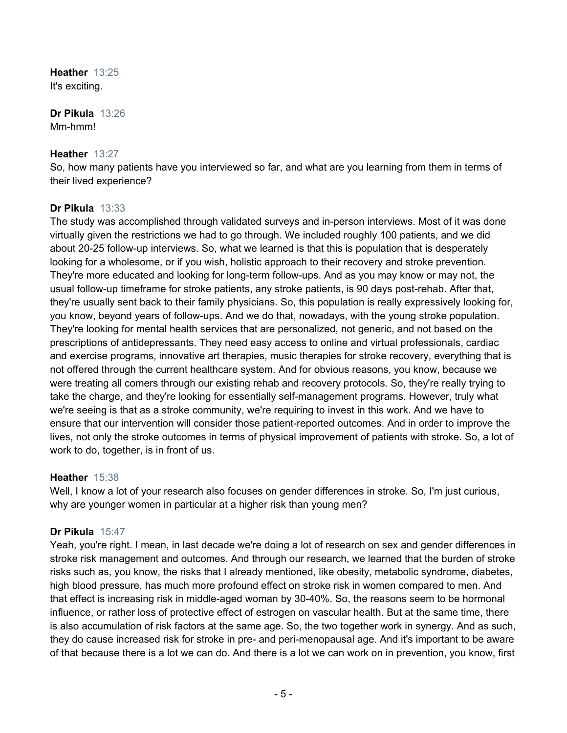**Heather** 13:25
It's exciting.

**Dr Pikula** 13:26
Mm-hmm!

**Heather** 13:27
So, how many patients have you interviewed so far, and what are you learning from them in terms of their lived experience?

**Dr Pikula** 13:33
The study was accomplished through validated surveys and in-person interviews. Most of it was done virtually given the restrictions we had to go through. We included roughly 100 patients, and we did about 20-25 follow-up interviews. So, what we learned is that this is population that is desperately looking for a wholesome, or if you wish, holistic approach to their recovery and stroke prevention. They're more educated and looking for long-term follow-ups. And as you may know or may not, the usual follow-up timeframe for stroke patients, any stroke patients, is 90 days post-rehab. After that, they're usually sent back to their family physicians. So, this population is really expressively looking for, you know, beyond years of follow-ups. And we do that, nowadays, with the young stroke population. They're looking for mental health services that are personalized, not generic, and not based on the prescriptions of antidepressants. They need easy access to online and virtual professionals, cardiac and exercise programs, innovative art therapies, music therapies for stroke recovery, everything that is not offered through the current healthcare system. And for obvious reasons, you know, because we were treating all comers through our existing rehab and recovery protocols. So, they're really trying to take the charge, and they're looking for essentially self-management programs. However, truly what we're seeing is that as a stroke community, we're requiring to invest in this work. And we have to ensure that our intervention will consider those patient-reported outcomes. And in order to improve the lives, not only the stroke outcomes in terms of physical improvement of patients with stroke. So, a lot of work to do, together, is in front of us.

**Heather** 15:38
Well, I know a lot of your research also focuses on gender differences in stroke. So, I'm just curious, why are younger women in particular at a higher risk than young men?

**Dr Pikula** 15:47
Yeah, you're right. I mean, in last decade we're doing a lot of research on sex and gender differences in stroke risk management and outcomes. And through our research, we learned that the burden of stroke risks such as, you know, the risks that I already mentioned, like obesity, metabolic syndrome, diabetes, high blood pressure, has much more profound effect on stroke risk in women compared to men. And that effect is increasing risk in middle-aged woman by 30-40%. So, the reasons seem to be hormonal influence, or rather loss of protective effect of estrogen on vascular health. But at the same time, there is also accumulation of risk factors at the same age. So, the two together work in synergy. And as such, they do cause increased risk for stroke in pre- and peri-menopausal age. And it's important to be aware of that because there is a lot we can do. And there is a lot we can work on in prevention, you know, first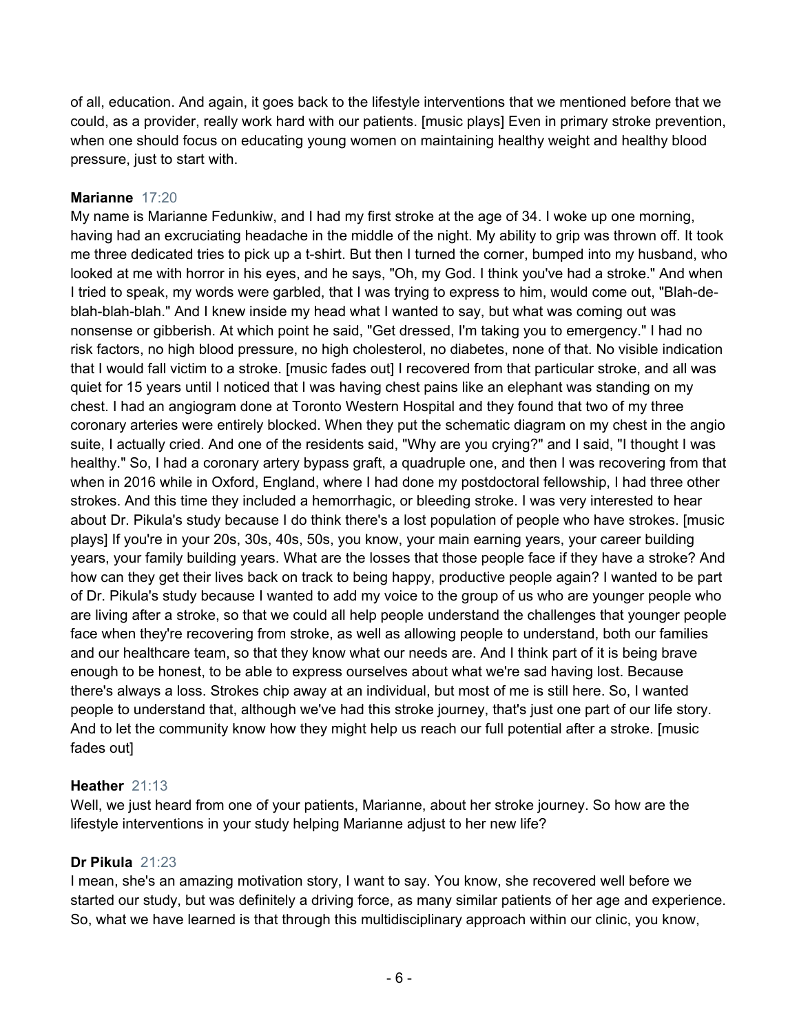of all, education. And again, it goes back to the lifestyle interventions that we mentioned before that we could, as a provider, really work hard with our patients. [music plays] Even in primary stroke prevention, when one should focus on educating young women on maintaining healthy weight and healthy blood pressure, just to start with.

**Marianne** 17:20
My name is Marianne Fedunkiw, and I had my first stroke at the age of 34. I woke up one morning, having had an excruciating headache in the middle of the night. My ability to grip was thrown off. It took me three dedicated tries to pick up a t-shirt. But then I turned the corner, bumped into my husband, who looked at me with horror in his eyes, and he says, "Oh, my God. I think you've had a stroke." And when I tried to speak, my words were garbled, that I was trying to express to him, would come out, "Blah-de-blah-blah-blah." And I knew inside my head what I wanted to say, but what was coming out was nonsense or gibberish. At which point he said, "Get dressed, I'm taking you to emergency." I had no risk factors, no high blood pressure, no high cholesterol, no diabetes, none of that. No visible indication that I would fall victim to a stroke. [music fades out] I recovered from that particular stroke, and all was quiet for 15 years until I noticed that I was having chest pains like an elephant was standing on my chest. I had an angiogram done at Toronto Western Hospital and they found that two of my three coronary arteries were entirely blocked. When they put the schematic diagram on my chest in the angio suite, I actually cried. And one of the residents said, "Why are you crying?" and I said, "I thought I was healthy." So, I had a coronary artery bypass graft, a quadruple one, and then I was recovering from that when in 2016 while in Oxford, England, where I had done my postdoctoral fellowship, I had three other strokes. And this time they included a hemorrhagic, or bleeding stroke. I was very interested to hear about Dr. Pikula's study because I do think there's a lost population of people who have strokes. [music plays] If you're in your 20s, 30s, 40s, 50s, you know, your main earning years, your career building years, your family building years. What are the losses that those people face if they have a stroke? And how can they get their lives back on track to being happy, productive people again? I wanted to be part of Dr. Pikula's study because I wanted to add my voice to the group of us who are younger people who are living after a stroke, so that we could all help people understand the challenges that younger people face when they're recovering from stroke, as well as allowing people to understand, both our families and our healthcare team, so that they know what our needs are. And I think part of it is being brave enough to be honest, to be able to express ourselves about what we're sad having lost. Because there's always a loss. Strokes chip away at an individual, but most of me is still here. So, I wanted people to understand that, although we've had this stroke journey, that's just one part of our life story. And to let the community know how they might help us reach our full potential after a stroke. [music fades out]

**Heather** 21:13
Well, we just heard from one of your patients, Marianne, about her stroke journey. So how are the lifestyle interventions in your study helping Marianne adjust to her new life?

**Dr Pikula** 21:23
I mean, she's an amazing motivation story, I want to say. You know, she recovered well before we started our study, but was definitely a driving force, as many similar patients of her age and experience. So, what we have learned is that through this multidisciplinary approach within our clinic, you know,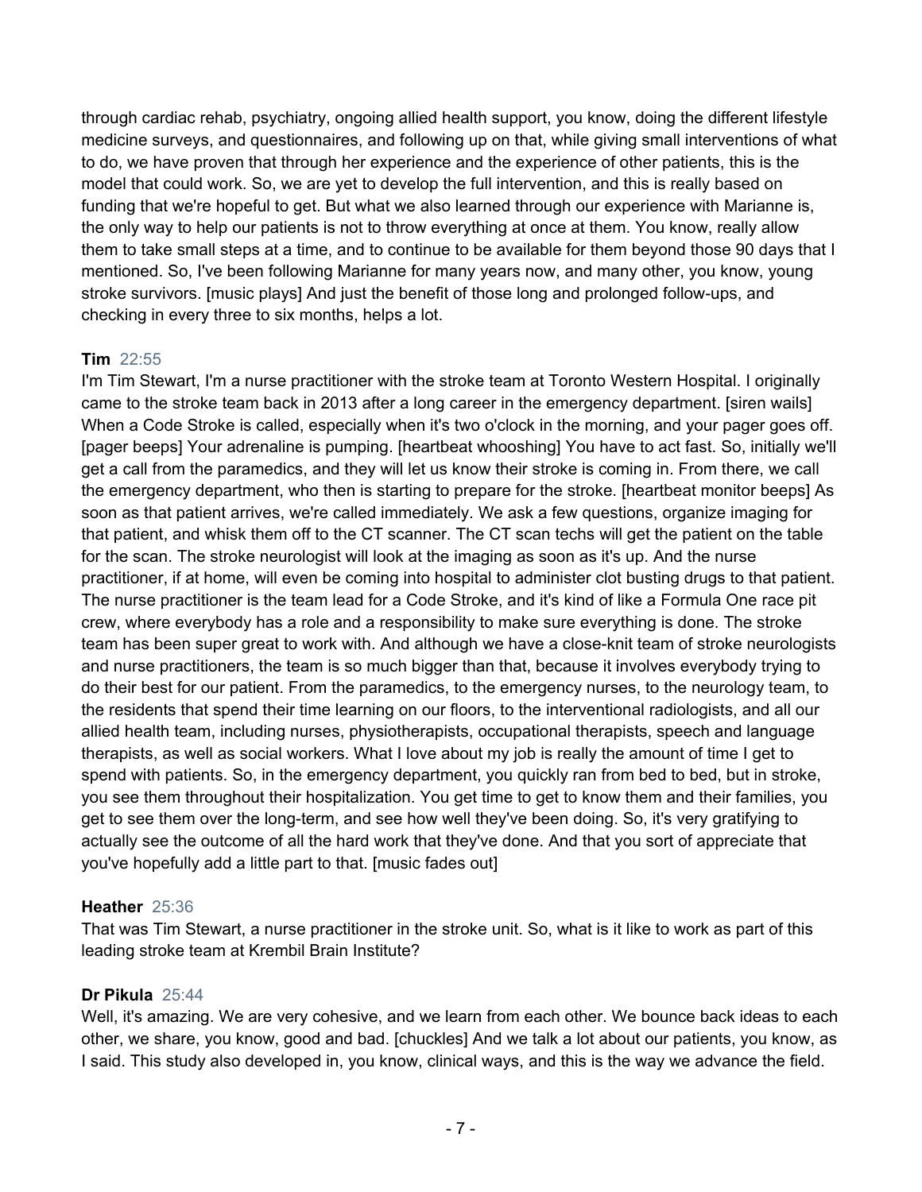through cardiac rehab, psychiatry, ongoing allied health support, you know, doing the different lifestyle medicine surveys, and questionnaires, and following up on that, while giving small interventions of what to do, we have proven that through her experience and the experience of other patients, this is the model that could work. So, we are yet to develop the full intervention, and this is really based on funding that we're hopeful to get. But what we also learned through our experience with Marianne is, the only way to help our patients is not to throw everything at once at them. You know, really allow them to take small steps at a time, and to continue to be available for them beyond those 90 days that I mentioned. So, I've been following Marianne for many years now, and many other, you know, young stroke survivors. [music plays] And just the benefit of those long and prolonged follow-ups, and checking in every three to six months, helps a lot.

**Tim** 22:55

I'm Tim Stewart, I'm a nurse practitioner with the stroke team at Toronto Western Hospital. I originally came to the stroke team back in 2013 after a long career in the emergency department. [siren wails] When a Code Stroke is called, especially when it's two o'clock in the morning, and your pager goes off. [pager beeps] Your adrenaline is pumping. [heartbeat whooshing] You have to act fast. So, initially we'll get a call from the paramedics, and they will let us know their stroke is coming in. From there, we call the emergency department, who then is starting to prepare for the stroke. [heartbeat monitor beeps] As soon as that patient arrives, we're called immediately. We ask a few questions, organize imaging for that patient, and whisk them off to the CT scanner. The CT scan techs will get the patient on the table for the scan. The stroke neurologist will look at the imaging as soon as it's up. And the nurse practitioner, if at home, will even be coming into hospital to administer clot busting drugs to that patient. The nurse practitioner is the team lead for a Code Stroke, and it's kind of like a Formula One race pit crew, where everybody has a role and a responsibility to make sure everything is done. The stroke team has been super great to work with. And although we have a close-knit team of stroke neurologists and nurse practitioners, the team is so much bigger than that, because it involves everybody trying to do their best for our patient. From the paramedics, to the emergency nurses, to the neurology team, to the residents that spend their time learning on our floors, to the interventional radiologists, and all our allied health team, including nurses, physiotherapists, occupational therapists, speech and language therapists, as well as social workers. What I love about my job is really the amount of time I get to spend with patients. So, in the emergency department, you quickly ran from bed to bed, but in stroke, you see them throughout their hospitalization. You get time to get to know them and their families, you get to see them over the long-term, and see how well they've been doing. So, it's very gratifying to actually see the outcome of all the hard work that they've done. And that you sort of appreciate that you've hopefully add a little part to that. [music fades out]

**Heather** 25:36

That was Tim Stewart, a nurse practitioner in the stroke unit. So, what is it like to work as part of this leading stroke team at Krembil Brain Institute?

**Dr Pikula** 25:44

Well, it's amazing. We are very cohesive, and we learn from each other. We bounce back ideas to each other, we share, you know, good and bad. [chuckles] And we talk a lot about our patients, you know, as I said. This study also developed in, you know, clinical ways, and this is the way we advance the field.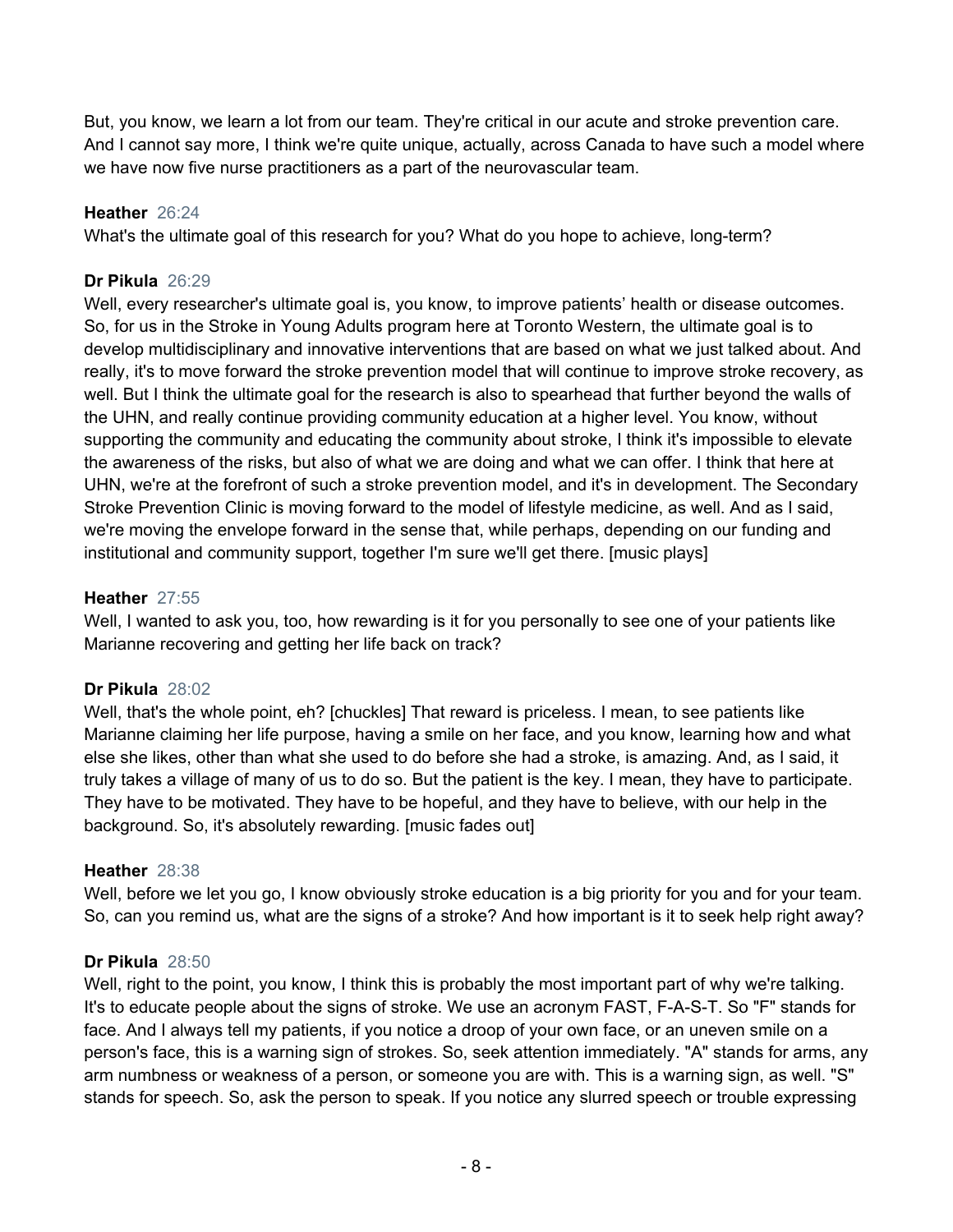But, you know, we learn a lot from our team. They're critical in our acute and stroke prevention care. And I cannot say more, I think we're quite unique, actually, across Canada to have such a model where we have now five nurse practitioners as a part of the neurovascular team.

**Heather** 26:24
What's the ultimate goal of this research for you? What do you hope to achieve, long-term?

**Dr Pikula** 26:29
Well, every researcher's ultimate goal is, you know, to improve patients' health or disease outcomes. So, for us in the Stroke in Young Adults program here at Toronto Western, the ultimate goal is to develop multidisciplinary and innovative interventions that are based on what we just talked about. And really, it's to move forward the stroke prevention model that will continue to improve stroke recovery, as well. But I think the ultimate goal for the research is also to spearhead that further beyond the walls of the UHN, and really continue providing community education at a higher level. You know, without supporting the community and educating the community about stroke, I think it's impossible to elevate the awareness of the risks, but also of what we are doing and what we can offer. I think that here at UHN, we're at the forefront of such a stroke prevention model, and it's in development. The Secondary Stroke Prevention Clinic is moving forward to the model of lifestyle medicine, as well. And as I said, we're moving the envelope forward in the sense that, while perhaps, depending on our funding and institutional and community support, together I'm sure we'll get there. [music plays]

**Heather** 27:55
Well, I wanted to ask you, too, how rewarding is it for you personally to see one of your patients like Marianne recovering and getting her life back on track?

**Dr Pikula** 28:02
Well, that's the whole point, eh? [chuckles] That reward is priceless. I mean, to see patients like Marianne claiming her life purpose, having a smile on her face, and you know, learning how and what else she likes, other than what she used to do before she had a stroke, is amazing. And, as I said, it truly takes a village of many of us to do so. But the patient is the key. I mean, they have to participate. They have to be motivated. They have to be hopeful, and they have to believe, with our help in the background. So, it's absolutely rewarding. [music fades out]

**Heather** 28:38
Well, before we let you go, I know obviously stroke education is a big priority for you and for your team. So, can you remind us, what are the signs of a stroke? And how important is it to seek help right away?

**Dr Pikula** 28:50
Well, right to the point, you know, I think this is probably the most important part of why we're talking. It's to educate people about the signs of stroke. We use an acronym FAST, F-A-S-T. So "F" stands for face. And I always tell my patients, if you notice a droop of your own face, or an uneven smile on a person's face, this is a warning sign of strokes. So, seek attention immediately. "A" stands for arms, any arm numbness or weakness of a person, or someone you are with. This is a warning sign, as well. "S" stands for speech. So, ask the person to speak. If you notice any slurred speech or trouble expressing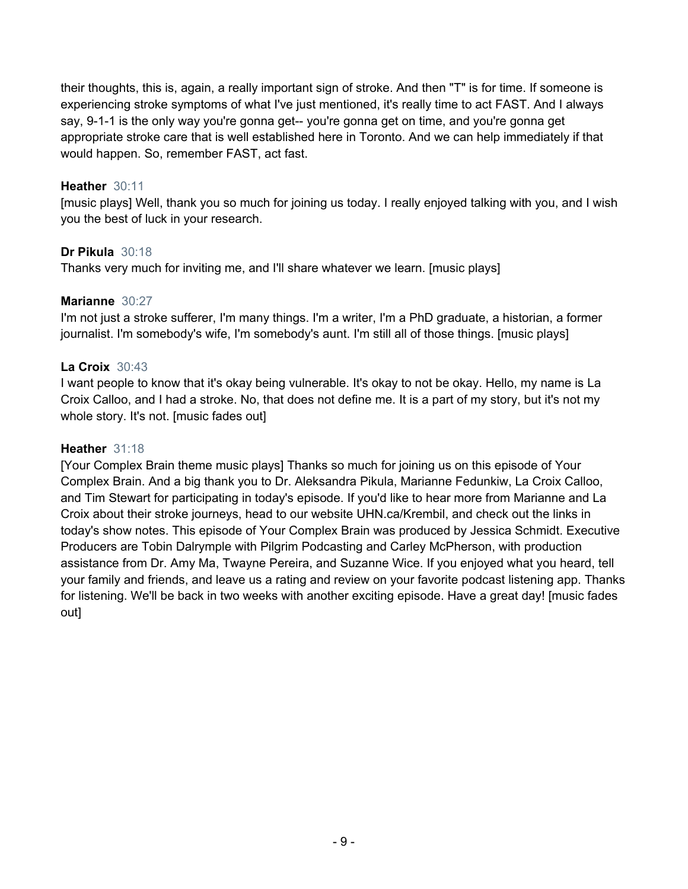their thoughts, this is, again, a really important sign of stroke. And then "T" is for time. If someone is experiencing stroke symptoms of what I've just mentioned, it's really time to act FAST. And I always say, 9-1-1 is the only way you're gonna get-- you're gonna get on time, and you're gonna get appropriate stroke care that is well established here in Toronto. And we can help immediately if that would happen. So, remember FAST, act fast.

**Heather** 30:11
[music plays] Well, thank you so much for joining us today. I really enjoyed talking with you, and I wish you the best of luck in your research.

**Dr Pikula** 30:18
Thanks very much for inviting me, and I'll share whatever we learn. [music plays]

**Marianne** 30:27
I'm not just a stroke sufferer, I'm many things. I'm a writer, I'm a PhD graduate, a historian, a former journalist. I'm somebody's wife, I'm somebody's aunt. I'm still all of those things. [music plays]

**La Croix** 30:43
I want people to know that it's okay being vulnerable. It's okay to not be okay. Hello, my name is La Croix Calloo, and I had a stroke. No, that does not define me. It is a part of my story, but it's not my whole story. It's not. [music fades out]

**Heather** 31:18
[Your Complex Brain theme music plays] Thanks so much for joining us on this episode of Your Complex Brain. And a big thank you to Dr. Aleksandra Pikula, Marianne Fedunkiw, La Croix Calloo, and Tim Stewart for participating in today's episode. If you'd like to hear more from Marianne and La Croix about their stroke journeys, head to our website UHN.ca/Krembil, and check out the links in today's show notes. This episode of Your Complex Brain was produced by Jessica Schmidt. Executive Producers are Tobin Dalrymple with Pilgrim Podcasting and Carley McPherson, with production assistance from Dr. Amy Ma, Twayne Pereira, and Suzanne Wice. If you enjoyed what you heard, tell your family and friends, and leave us a rating and review on your favorite podcast listening app. Thanks for listening. We'll be back in two weeks with another exciting episode. Have a great day! [music fades out]